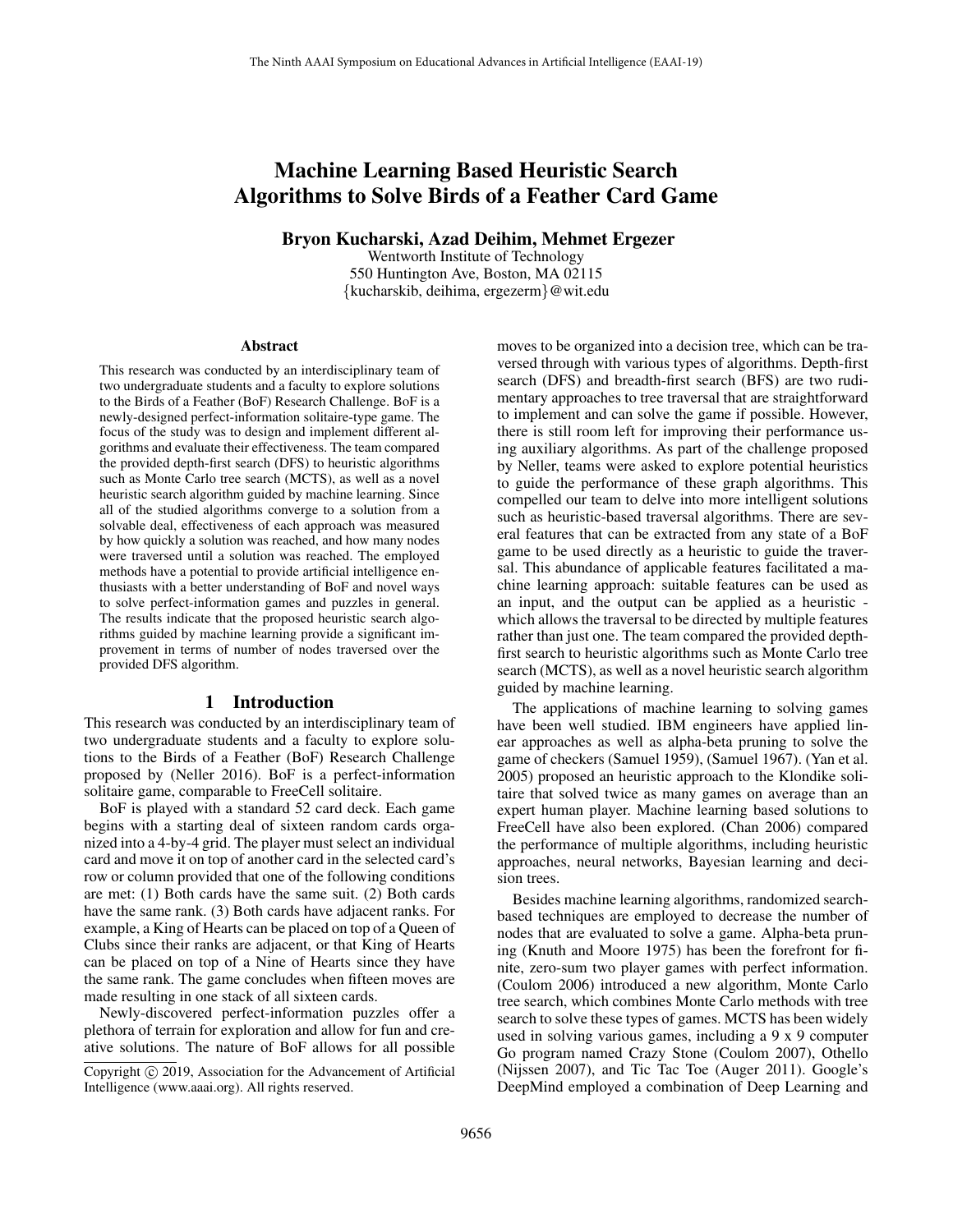# Machine Learning Based Heuristic Search Algorithms to Solve Birds of a Feather Card Game

**Bryon Kucharski, Azad Deihim, Mehmet Ergezer**

Wentworth Institute of Technology
550 Huntington Ave, Boston, MA 02115
{kucharskib, deihima, ergezerm}@wit.edu

## Abstract

This research was conducted by an interdisciplinary team of two undergraduate students and a faculty to explore solutions to the Birds of a Feather (BoF) Research Challenge. BoF is a newly-designed perfect-information solitaire-type game. The focus of the study was to design and implement different algorithms and evaluate their effectiveness. The team compared the provided depth-first search (DFS) to heuristic algorithms such as Monte Carlo tree search (MCTS), as well as a novel heuristic search algorithm guided by machine learning. Since all of the studied algorithms converge to a solution from a solvable deal, effectiveness of each approach was measured by how quickly a solution was reached, and how many nodes were traversed until a solution was reached. The employed methods have a potential to provide artificial intelligence enthusiasts with a better understanding of BoF and novel ways to solve perfect-information games and puzzles in general. The results indicate that the proposed heuristic search algorithms guided by machine learning provide a significant improvement in terms of number of nodes traversed over the provided DFS algorithm.

## 1 Introduction

This research was conducted by an interdisciplinary team of two undergraduate students and a faculty to explore solutions to the Birds of a Feather (BoF) Research Challenge proposed by (Neller 2016). BoF is a perfect-information solitaire game, comparable to FreeCell solitaire.

BoF is played with a standard 52 card deck. Each game begins with a starting deal of sixteen random cards organized into a 4-by-4 grid. The player must select an individual card and move it on top of another card in the selected card's row or column provided that one of the following conditions are met: (1) Both cards have the same suit. (2) Both cards have the same rank. (3) Both cards have adjacent ranks. For example, a King of Hearts can be placed on top of a Queen of Clubs since their ranks are adjacent, or that King of Hearts can be placed on top of a Nine of Hearts since they have the same rank. The game concludes when fifteen moves are made resulting in one stack of all sixteen cards.

Newly-discovered perfect-information puzzles offer a plethora of terrain for exploration and allow for fun and creative solutions. The nature of BoF allows for all possible moves to be organized into a decision tree, which can be traversed through with various types of algorithms. Depth-first search (DFS) and breadth-first search (BFS) are two rudimentary approaches to tree traversal that are straightforward to implement and can solve the game if possible. However, there is still room left for improving their performance using auxiliary algorithms. As part of the challenge proposed by Neller, teams were asked to explore potential heuristics to guide the performance of these graph algorithms. This compelled our team to delve into more intelligent solutions such as heuristic-based traversal algorithms. There are several features that can be extracted from any state of a BoF game to be used directly as a heuristic to guide the traversal. This abundance of applicable features facilitated a machine learning approach: suitable features can be used as an input, and the output can be applied as a heuristic - which allows the traversal to be directed by multiple features rather than just one. The team compared the provided depth-first search to heuristic algorithms such as Monte Carlo tree search (MCTS), as well as a novel heuristic search algorithm guided by machine learning.

The applications of machine learning to solving games have been well studied. IBM engineers have applied linear approaches as well as alpha-beta pruning to solve the game of checkers (Samuel 1959), (Samuel 1967). (Yan et al. 2005) proposed an heuristic approach to the Klondike solitaire that solved twice as many games on average than an expert human player. Machine learning based solutions to FreeCell have also been explored. (Chan 2006) compared the performance of multiple algorithms, including heuristic approaches, neural networks, Bayesian learning and decision trees.

Besides machine learning algorithms, randomized search-based techniques are employed to decrease the number of nodes that are evaluated to solve a game. Alpha-beta pruning (Knuth and Moore 1975) has been the forefront for finite, zero-sum two player games with perfect information. (Coulom 2006) introduced a new algorithm, Monte Carlo tree search, which combines Monte Carlo methods with tree search to solve these types of games. MCTS has been widely used in solving various games, including a 9 x 9 computer Go program named Crazy Stone (Coulom 2007), Othello (Nijssen 2007), and Tic Tac Toe (Auger 2011). Google's DeepMind employed a combination of Deep Learning and

Copyright © 2019, Association for the Advancement of Artificial Intelligence (www.aaai.org). All rights reserved.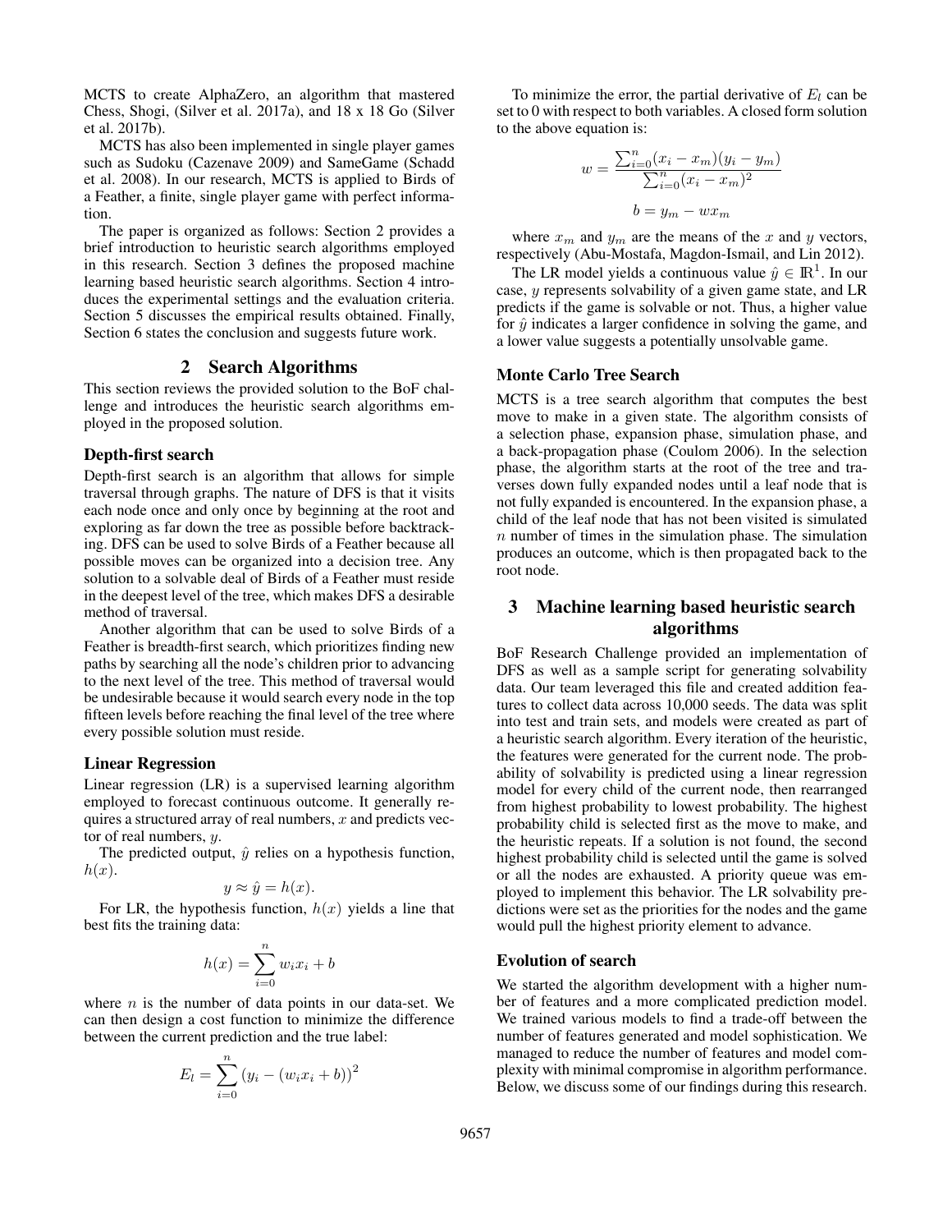MCTS to create AlphaZero, an algorithm that mastered Chess, Shogi, (Silver et al. 2017a), and 18 x 18 Go (Silver et al. 2017b).

MCTS has also been implemented in single player games such as Sudoku (Cazenave 2009) and SameGame (Schadd et al. 2008). In our research, MCTS is applied to Birds of a Feather, a finite, single player game with perfect information.

The paper is organized as follows: Section 2 provides a brief introduction to heuristic search algorithms employed in this research. Section 3 defines the proposed machine learning based heuristic search algorithms. Section 4 introduces the experimental settings and the evaluation criteria. Section 5 discusses the empirical results obtained. Finally, Section 6 states the conclusion and suggests future work.

## 2 Search Algorithms

This section reviews the provided solution to the BoF challenge and introduces the heuristic search algorithms employed in the proposed solution.

### Depth-first search

Depth-first search is an algorithm that allows for simple traversal through graphs. The nature of DFS is that it visits each node once and only once by beginning at the root and exploring as far down the tree as possible before backtracking. DFS can be used to solve Birds of a Feather because all possible moves can be organized into a decision tree. Any solution to a solvable deal of Birds of a Feather must reside in the deepest level of the tree, which makes DFS a desirable method of traversal.

Another algorithm that can be used to solve Birds of a Feather is breadth-first search, which prioritizes finding new paths by searching all the node's children prior to advancing to the next level of the tree. This method of traversal would be undesirable because it would search every node in the top fifteen levels before reaching the final level of the tree where every possible solution must reside.

### Linear Regression

Linear regression (LR) is a supervised learning algorithm employed to forecast continuous outcome. It generally requires a structured array of real numbers, $x$ and predicts vector of real numbers, $y$.

The predicted output, $\hat{y}$ relies on a hypothesis function, $h(x)$.

$$y \approx \hat{y} = h(x).$$

For LR, the hypothesis function, $h(x)$ yields a line that best fits the training data:

$$h(x) = \sum_{i=0}^{n} w_i x_i + b$$

where $n$ is the number of data points in our data-set. We can then design a cost function to minimize the difference between the current prediction and the true label:

$$E_l = \sum_{i=0}^{n} \left(y_i - (w_i x_i + b)\right)^2$$

To minimize the error, the partial derivative of $E_l$ can be set to 0 with respect to both variables. A closed form solution to the above equation is:

$$w = \frac{\sum_{i=0}^{n}(x_i - x_m)(y_i - y_m)}{\sum_{i=0}^{n}(x_i - x_m)^2}$$

$$b = y_m - w x_m$$

where $x_m$ and $y_m$ are the means of the $x$ and $y$ vectors, respectively (Abu-Mostafa, Magdon-Ismail, and Lin 2012).

The LR model yields a continuous value $\hat{y} \in \mathbb{R}^1$. In our case, $y$ represents solvability of a given game state, and LR predicts if the game is solvable or not. Thus, a higher value for $\hat{y}$ indicates a larger confidence in solving the game, and a lower value suggests a potentially unsolvable game.

### Monte Carlo Tree Search

MCTS is a tree search algorithm that computes the best move to make in a given state. The algorithm consists of a selection phase, expansion phase, simulation phase, and a back-propagation phase (Coulom 2006). In the selection phase, the algorithm starts at the root of the tree and traverses down fully expanded nodes until a leaf node that is not fully expanded is encountered. In the expansion phase, a child of the leaf node that has not been visited is simulated $n$ number of times in the simulation phase. The simulation produces an outcome, which is then propagated back to the root node.

## 3 Machine learning based heuristic search algorithms

BoF Research Challenge provided an implementation of DFS as well as a sample script for generating solvability data. Our team leveraged this file and created addition features to collect data across 10,000 seeds. The data was split into test and train sets, and models were created as part of a heuristic search algorithm. Every iteration of the heuristic, the features were generated for the current node. The probability of solvability is predicted using a linear regression model for every child of the current node, then rearranged from highest probability to lowest probability. The highest probability child is selected first as the move to make, and the heuristic repeats. If a solution is not found, the second highest probability child is selected until the game is solved or all the nodes are exhausted. A priority queue was employed to implement this behavior. The LR solvability predictions were set as the priorities for the nodes and the game would pull the highest priority element to advance.

### Evolution of search

We started the algorithm development with a higher number of features and a more complicated prediction model. We trained various models to find a trade-off between the number of features generated and model sophistication. We managed to reduce the number of features and model complexity with minimal compromise in algorithm performance. Below, we discuss some of our findings during this research.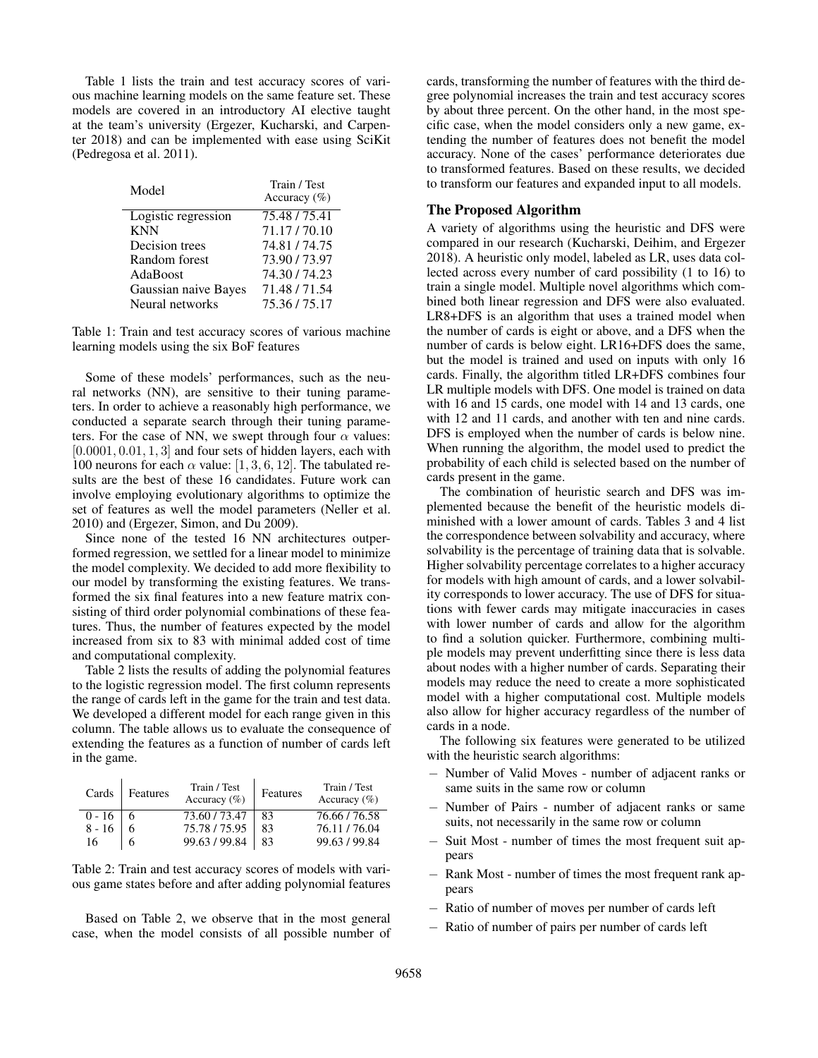Table 1 lists the train and test accuracy scores of various machine learning models on the same feature set. These models are covered in an introductory AI elective taught at the team's university (Ergezer, Kucharski, and Carpenter 2018) and can be implemented with ease using SciKit (Pedregosa et al. 2011).

| Model | Train / Test Accuracy (%) |
|---|---|
| Logistic regression | 75.48 / 75.41 |
| KNN | 71.17 / 70.10 |
| Decision trees | 74.81 / 74.75 |
| Random forest | 73.90 / 73.97 |
| AdaBoost | 74.30 / 74.23 |
| Gaussian naive Bayes | 71.48 / 71.54 |
| Neural networks | 75.36 / 75.17 |

Table 1: Train and test accuracy scores of various machine learning models using the six BoF features

Some of these models' performances, such as the neural networks (NN), are sensitive to their tuning parameters. In order to achieve a reasonably high performance, we conducted a separate search through their tuning parameters. For the case of NN, we swept through four $\alpha$ values: $[0.0001, 0.01, 1, 3]$ and four sets of hidden layers, each with 100 neurons for each $\alpha$ value: $[1, 3, 6, 12]$. The tabulated results are the best of these 16 candidates. Future work can involve employing evolutionary algorithms to optimize the set of features as well the model parameters (Neller et al. 2010) and (Ergezer, Simon, and Du 2009).

Since none of the tested 16 NN architectures outperformed regression, we settled for a linear model to minimize the model complexity. We decided to add more flexibility to our model by transforming the existing features. We transformed the six final features into a new feature matrix consisting of third order polynomial combinations of these features. Thus, the number of features expected by the model increased from six to 83 with minimal added cost of time and computational complexity.

Table 2 lists the results of adding the polynomial features to the logistic regression model. The first column represents the range of cards left in the game for the train and test data. We developed a different model for each range given in this column. The table allows us to evaluate the consequence of extending the features as a function of number of cards left in the game.

| Cards | Features | Train / Test Accuracy (%) | Features | Train / Test Accuracy (%) |
|---|---|---|---|---|
| 0 - 16 | 6 | 73.60 / 73.47 | 83 | 76.66 / 76.58 |
| 8 - 16 | 6 | 75.78 / 75.95 | 83 | 76.11 / 76.04 |
| 16 | 6 | 99.63 / 99.84 | 83 | 99.63 / 99.84 |

Table 2: Train and test accuracy scores of models with various game states before and after adding polynomial features

Based on Table 2, we observe that in the most general case, when the model consists of all possible number of cards, transforming the number of features with the third degree polynomial increases the train and test accuracy scores by about three percent. On the other hand, in the most specific case, when the model considers only a new game, extending the number of features does not benefit the model accuracy. None of the cases' performance deteriorates due to transformed features. Based on these results, we decided to transform our features and expanded input to all models.

## The Proposed Algorithm

A variety of algorithms using the heuristic and DFS were compared in our research (Kucharski, Deihim, and Ergezer 2018). A heuristic only model, labeled as LR, uses data collected across every number of card possibility (1 to 16) to train a single model. Multiple novel algorithms which combined both linear regression and DFS were also evaluated. LR8+DFS is an algorithm that uses a trained model when the number of cards is eight or above, and a DFS when the number of cards is below eight. LR16+DFS does the same, but the model is trained and used on inputs with only 16 cards. Finally, the algorithm titled LR+DFS combines four LR multiple models with DFS. One model is trained on data with 16 and 15 cards, one model with 14 and 13 cards, one with 12 and 11 cards, and another with ten and nine cards. DFS is employed when the number of cards is below nine. When running the algorithm, the model used to predict the probability of each child is selected based on the number of cards present in the game.

The combination of heuristic search and DFS was implemented because the benefit of the heuristic models diminished with a lower amount of cards. Tables 3 and 4 list the correspondence between solvability and accuracy, where solvability is the percentage of training data that is solvable. Higher solvability percentage correlates to a higher accuracy for models with high amount of cards, and a lower solvability corresponds to lower accuracy. The use of DFS for situations with fewer cards may mitigate inaccuracies in cases with lower number of cards and allow for the algorithm to find a solution quicker. Furthermore, combining multiple models may prevent underfitting since there is less data about nodes with a higher number of cards. Separating their models may reduce the need to create a more sophisticated model with a higher computational cost. Multiple models also allow for higher accuracy regardless of the number of cards in a node.

The following six features were generated to be utilized with the heuristic search algorithms:

- Number of Valid Moves - number of adjacent ranks or same suits in the same row or column
- Number of Pairs - number of adjacent ranks or same suits, not necessarily in the same row or column
- Suit Most - number of times the most frequent suit appears
- Rank Most - number of times the most frequent rank appears
- Ratio of number of moves per number of cards left
- Ratio of number of pairs per number of cards left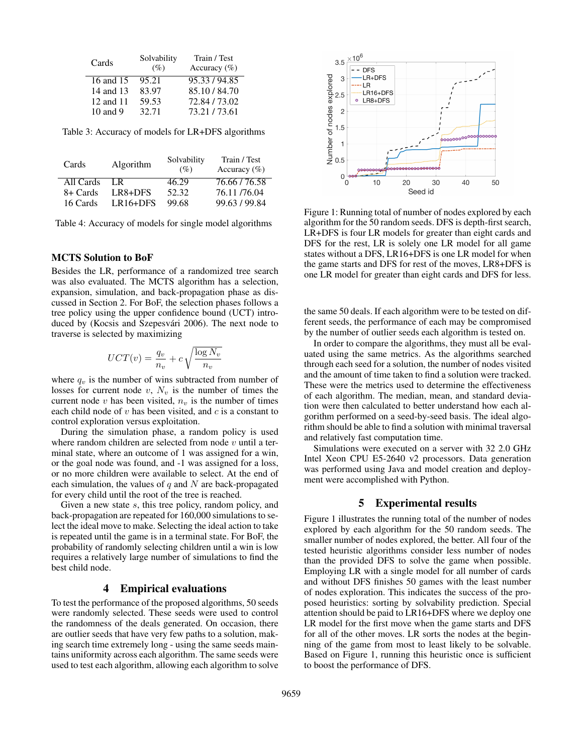| Cards | Solvability (%) | Train / Test Accuracy (%) |
|---|---|---|
| 16 and 15 | 95.21 | 95.33 / 94.85 |
| 14 and 13 | 83.97 | 85.10 / 84.70 |
| 12 and 11 | 59.53 | 72.84 / 73.02 |
| 10 and 9 | 32.71 | 73.21 / 73.61 |

Table 3: Accuracy of models for LR+DFS algorithms

| Cards | Algorithm | Solvability (%) | Train / Test Accuracy (%) |
|---|---|---|---|
| All Cards | LR | 46.29 | 76.66 / 76.58 |
| 8+ Cards | LR8+DFS | 52.32 | 76.11 /76.04 |
| 16 Cards | LR16+DFS | 99.68 | 99.63 / 99.84 |

Table 4: Accuracy of models for single model algorithms

### MCTS Solution to BoF

Besides the LR, performance of a randomized tree search was also evaluated. The MCTS algorithm has a selection, expansion, simulation, and back-propagation phase as discussed in Section 2. For BoF, the selection phases follows a tree policy using the upper confidence bound (UCT) introduced by (Kocsis and Szepesvári 2006). The next node to traverse is selected by maximizing

$$UCT(v) = \frac{q_v}{n_v} + c\sqrt{\frac{\log N_v}{n_v}}$$

where $q_v$ is the number of wins subtracted from number of losses for current node $v$, $N_v$ is the number of times the current node $v$ has been visited, $n_v$ is the number of times each child node of $v$ has been visited, and $c$ is a constant to control exploration versus exploitation.

During the simulation phase, a random policy is used where random children are selected from node $v$ until a terminal state, where an outcome of 1 was assigned for a win, or the goal node was found, and -1 was assigned for a loss, or no more children were available to select. At the end of each simulation, the values of $q$ and $N$ are back-propagated for every child until the root of the tree is reached.

Given a new state $s$, this tree policy, random policy, and back-propagation are repeated for 160,000 simulations to select the ideal move to make. Selecting the ideal action to take is repeated until the game is in a terminal state. For BoF, the probability of randomly selecting children until a win is low requires a relatively large number of simulations to find the best child node.

## 4 Empirical evaluations

To test the performance of the proposed algorithms, 50 seeds were randomly selected. These seeds were used to control the randomness of the deals generated. On occasion, there are outlier seeds that have very few paths to a solution, making search time extremely long - using the same seeds maintains uniformity across each algorithm. The same seeds were used to test each algorithm, allowing each algorithm to solve the same 50 deals. If each algorithm were to be tested on different seeds, the performance of each may be compromised by the number of outlier seeds each algorithm is tested on.

In order to compare the algorithms, they must all be evaluated using the same metrics. As the algorithms searched through each seed for a solution, the number of nodes visited and the amount of time taken to find a solution were tracked. These were the metrics used to determine the effectiveness of each algorithm. The median, mean, and standard deviation were then calculated to better understand how each algorithm performed on a seed-by-seed basis. The ideal algorithm should be able to find a solution with minimal traversal and relatively fast computation time.

Simulations were executed on a server with 32 2.0 GHz Intel Xeon CPU E5-2640 v2 processors. Data generation was performed using Java and model creation and deployment were accomplished with Python.

Figure 1: Running total of number of nodes explored by each algorithm for the 50 random seeds. DFS is depth-first search, LR+DFS is four LR models for greater than eight cards and DFS for the rest, LR is solely one LR model for all game states without a DFS, LR16+DFS is one LR model for when the game starts and DFS for rest of the moves, LR8+DFS is one LR model for greater than eight cards and DFS for less.

## 5 Experimental results

Figure 1 illustrates the running total of the number of nodes explored by each algorithm for the 50 random seeds. The smaller number of nodes explored, the better. All four of the tested heuristic algorithms consider less number of nodes than the provided DFS to solve the game when possible. Employing LR with a single model for all number of cards and without DFS finishes 50 games with the least number of nodes exploration. This indicates the success of the proposed heuristics: sorting by solvability prediction. Special attention should be paid to LR16+DFS where we deploy one LR model for the first move when the game starts and DFS for all of the other moves. LR sorts the nodes at the beginning of the game from most to least likely to be solvable. Based on Figure 1, running this heuristic once is sufficient to boost the performance of DFS.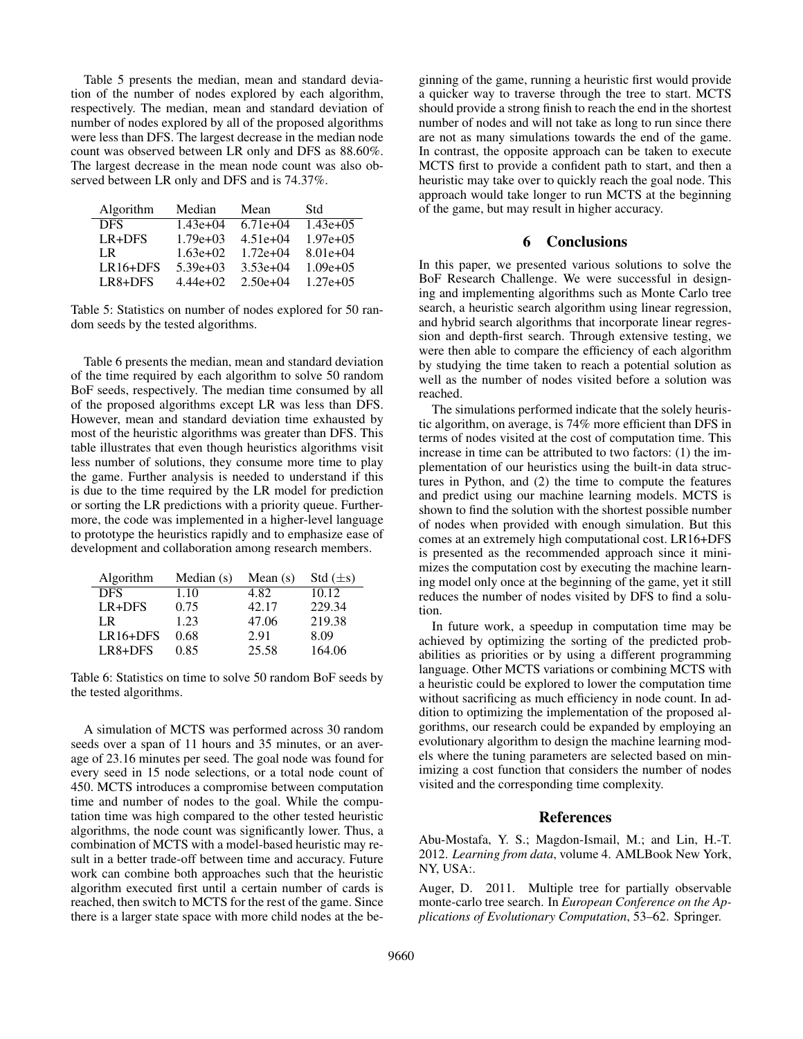Table 5 presents the median, mean and standard deviation of the number of nodes explored by each algorithm, respectively. The median, mean and standard deviation of number of nodes explored by all of the proposed algorithms were less than DFS. The largest decrease in the median node count was observed between LR only and DFS as 88.60%. The largest decrease in the mean node count was also observed between LR only and DFS and is 74.37%.

| Algorithm | Median | Mean | Std |
|---|---|---|---|
| DFS | 1.43e+04 | 6.71e+04 | 1.43e+05 |
| LR+DFS | 1.79e+03 | 4.51e+04 | 1.97e+05 |
| LR | 1.63e+02 | 1.72e+04 | 8.01e+04 |
| LR16+DFS | 5.39e+03 | 3.53e+04 | 1.09e+05 |
| LR8+DFS | 4.44e+02 | 2.50e+04 | 1.27e+05 |

Table 5: Statistics on number of nodes explored for 50 random seeds by the tested algorithms.

Table 6 presents the median, mean and standard deviation of the time required by each algorithm to solve 50 random BoF seeds, respectively. The median time consumed by all of the proposed algorithms except LR was less than DFS. However, mean and standard deviation time exhausted by most of the heuristic algorithms was greater than DFS. This table illustrates that even though heuristics algorithms visit less number of solutions, they consume more time to play the game. Further analysis is needed to understand if this is due to the time required by the LR model for prediction or sorting the LR predictions with a priority queue. Furthermore, the code was implemented in a higher-level language to prototype the heuristics rapidly and to emphasize ease of development and collaboration among research members.

| Algorithm | Median (s) | Mean (s) | Std ($\pm$s) |
|---|---|---|---|
| DFS | 1.10 | 4.82 | 10.12 |
| LR+DFS | 0.75 | 42.17 | 229.34 |
| LR | 1.23 | 47.06 | 219.38 |
| LR16+DFS | 0.68 | 2.91 | 8.09 |
| LR8+DFS | 0.85 | 25.58 | 164.06 |

Table 6: Statistics on time to solve 50 random BoF seeds by the tested algorithms.

A simulation of MCTS was performed across 30 random seeds over a span of 11 hours and 35 minutes, or an average of 23.16 minutes per seed. The goal node was found for every seed in 15 node selections, or a total node count of 450. MCTS introduces a compromise between computation time and number of nodes to the goal. While the computation time was high compared to the other tested heuristic algorithms, the node count was significantly lower. Thus, a combination of MCTS with a model-based heuristic may result in a better trade-off between time and accuracy. Future work can combine both approaches such that the heuristic algorithm executed first until a certain number of cards is reached, then switch to MCTS for the rest of the game. Since there is a larger state space with more child nodes at the beginning of the game, running a heuristic first would provide a quicker way to traverse through the tree to start. MCTS should provide a strong finish to reach the end in the shortest number of nodes and will not take as long to run since there are not as many simulations towards the end of the game. In contrast, the opposite approach can be taken to execute MCTS first to provide a confident path to start, and then a heuristic may take over to quickly reach the goal node. This approach would take longer to run MCTS at the beginning of the game, but may result in higher accuracy.

## 6 Conclusions

In this paper, we presented various solutions to solve the BoF Research Challenge. We were successful in designing and implementing algorithms such as Monte Carlo tree search, a heuristic search algorithm using linear regression, and hybrid search algorithms that incorporate linear regression and depth-first search. Through extensive testing, we were then able to compare the efficiency of each algorithm by studying the time taken to reach a potential solution as well as the number of nodes visited before a solution was reached.

The simulations performed indicate that the solely heuristic algorithm, on average, is 74% more efficient than DFS in terms of nodes visited at the cost of computation time. This increase in time can be attributed to two factors: (1) the implementation of our heuristics using the built-in data structures in Python, and (2) the time to compute the features and predict using our machine learning models. MCTS is shown to find the solution with the shortest possible number of nodes when provided with enough simulation. But this comes at an extremely high computational cost. LR16+DFS is presented as the recommended approach since it minimizes the computation cost by executing the machine learning model only once at the beginning of the game, yet it still reduces the number of nodes visited by DFS to find a solution.

In future work, a speedup in computation time may be achieved by optimizing the sorting of the predicted probabilities as priorities or by using a different programming language. Other MCTS variations or combining MCTS with a heuristic could be explored to lower the computation time without sacrificing as much efficiency in node count. In addition to optimizing the implementation of the proposed algorithms, our research could be expanded by employing an evolutionary algorithm to design the machine learning models where the tuning parameters are selected based on minimizing a cost function that considers the number of nodes visited and the corresponding time complexity.

## References

Abu-Mostafa, Y. S.; Magdon-Ismail, M.; and Lin, H.-T. 2012. *Learning from data*, volume 4. AMLBook New York, NY, USA:.

Auger, D. 2011. Multiple tree for partially observable monte-carlo tree search. In *European Conference on the Applications of Evolutionary Computation*, 53–62. Springer.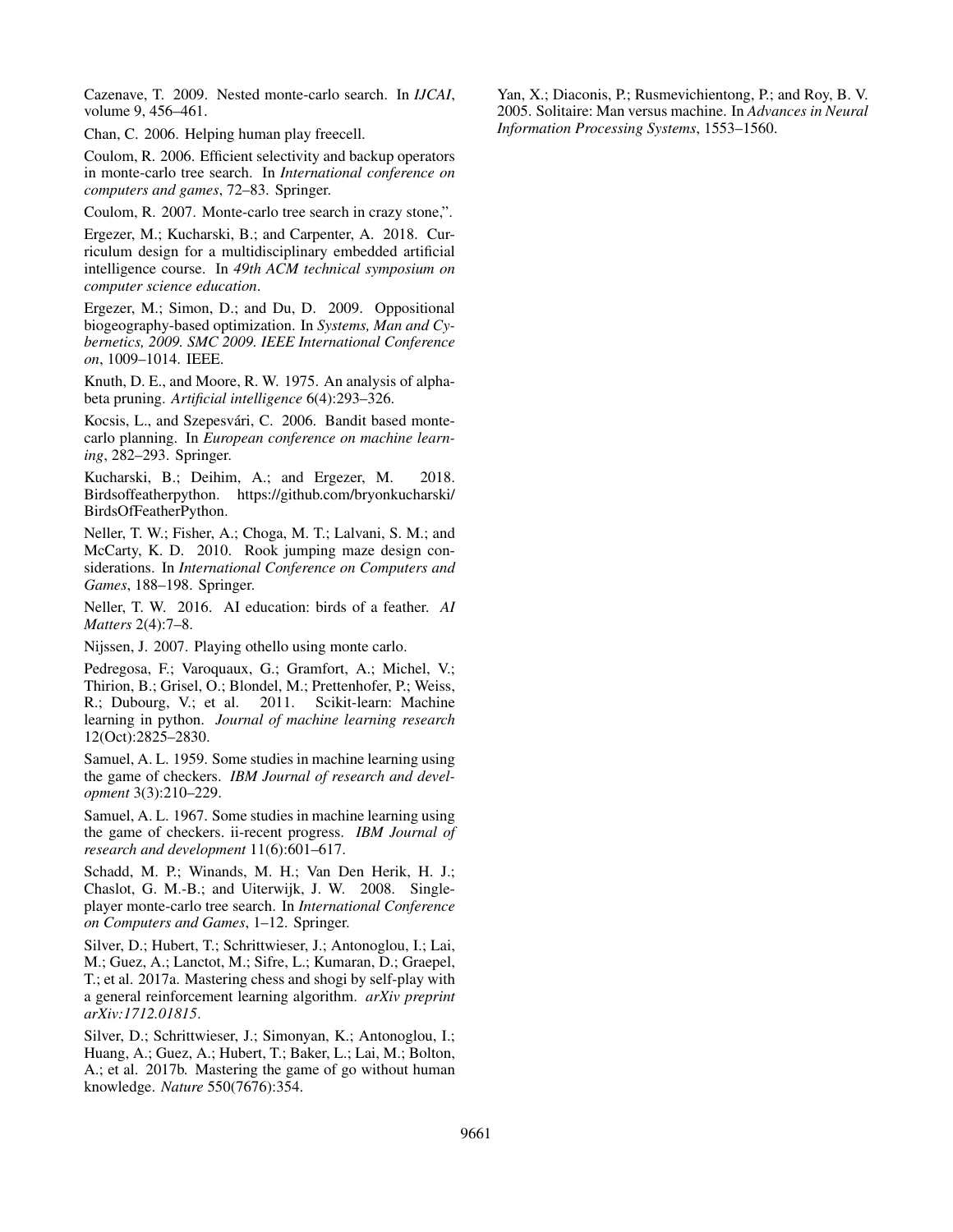Cazenave, T. 2009. Nested monte-carlo search. In *IJCAI*, volume 9, 456–461.

Chan, C. 2006. Helping human play freecell.

Coulom, R. 2006. Efficient selectivity and backup operators in monte-carlo tree search. In *International conference on computers and games*, 72–83. Springer.

Coulom, R. 2007. Monte-carlo tree search in crazy stone,".

Ergezer, M.; Kucharski, B.; and Carpenter, A. 2018. Curriculum design for a multidisciplinary embedded artificial intelligence course. In *49th ACM technical symposium on computer science education*.

Ergezer, M.; Simon, D.; and Du, D. 2009. Oppositional biogeography-based optimization. In *Systems, Man and Cybernetics, 2009. SMC 2009. IEEE International Conference on*, 1009–1014. IEEE.

Knuth, D. E., and Moore, R. W. 1975. An analysis of alpha-beta pruning. *Artificial intelligence* 6(4):293–326.

Kocsis, L., and Szepesvári, C. 2006. Bandit based monte-carlo planning. In *European conference on machine learning*, 282–293. Springer.

Kucharski, B.; Deihim, A.; and Ergezer, M. 2018. Birdsoffeatherpython. https://github.com/bryonkucharski/BirdsOfFeatherPython.

Neller, T. W.; Fisher, A.; Choga, M. T.; Lalvani, S. M.; and McCarty, K. D. 2010. Rook jumping maze design considerations. In *International Conference on Computers and Games*, 188–198. Springer.

Neller, T. W. 2016. AI education: birds of a feather. *AI Matters* 2(4):7–8.

Nijssen, J. 2007. Playing othello using monte carlo.

Pedregosa, F.; Varoquaux, G.; Gramfort, A.; Michel, V.; Thirion, B.; Grisel, O.; Blondel, M.; Prettenhofer, P.; Weiss, R.; Dubourg, V.; et al. 2011. Scikit-learn: Machine learning in python. *Journal of machine learning research* 12(Oct):2825–2830.

Samuel, A. L. 1959. Some studies in machine learning using the game of checkers. *IBM Journal of research and development* 3(3):210–229.

Samuel, A. L. 1967. Some studies in machine learning using the game of checkers. ii-recent progress. *IBM Journal of research and development* 11(6):601–617.

Schadd, M. P.; Winands, M. H.; Van Den Herik, H. J.; Chaslot, G. M.-B.; and Uiterwijk, J. W. 2008. Single-player monte-carlo tree search. In *International Conference on Computers and Games*, 1–12. Springer.

Silver, D.; Hubert, T.; Schrittwieser, J.; Antonoglou, I.; Lai, M.; Guez, A.; Lanctot, M.; Sifre, L.; Kumaran, D.; Graepel, T.; et al. 2017a. Mastering chess and shogi by self-play with a general reinforcement learning algorithm. *arXiv preprint arXiv:1712.01815*.

Silver, D.; Schrittwieser, J.; Simonyan, K.; Antonoglou, I.; Huang, A.; Guez, A.; Hubert, T.; Baker, L.; Lai, M.; Bolton, A.; et al. 2017b. Mastering the game of go without human knowledge. *Nature* 550(7676):354.

Yan, X.; Diaconis, P.; Rusmevichientong, P.; and Roy, B. V. 2005. Solitaire: Man versus machine. In *Advances in Neural Information Processing Systems*, 1553–1560.